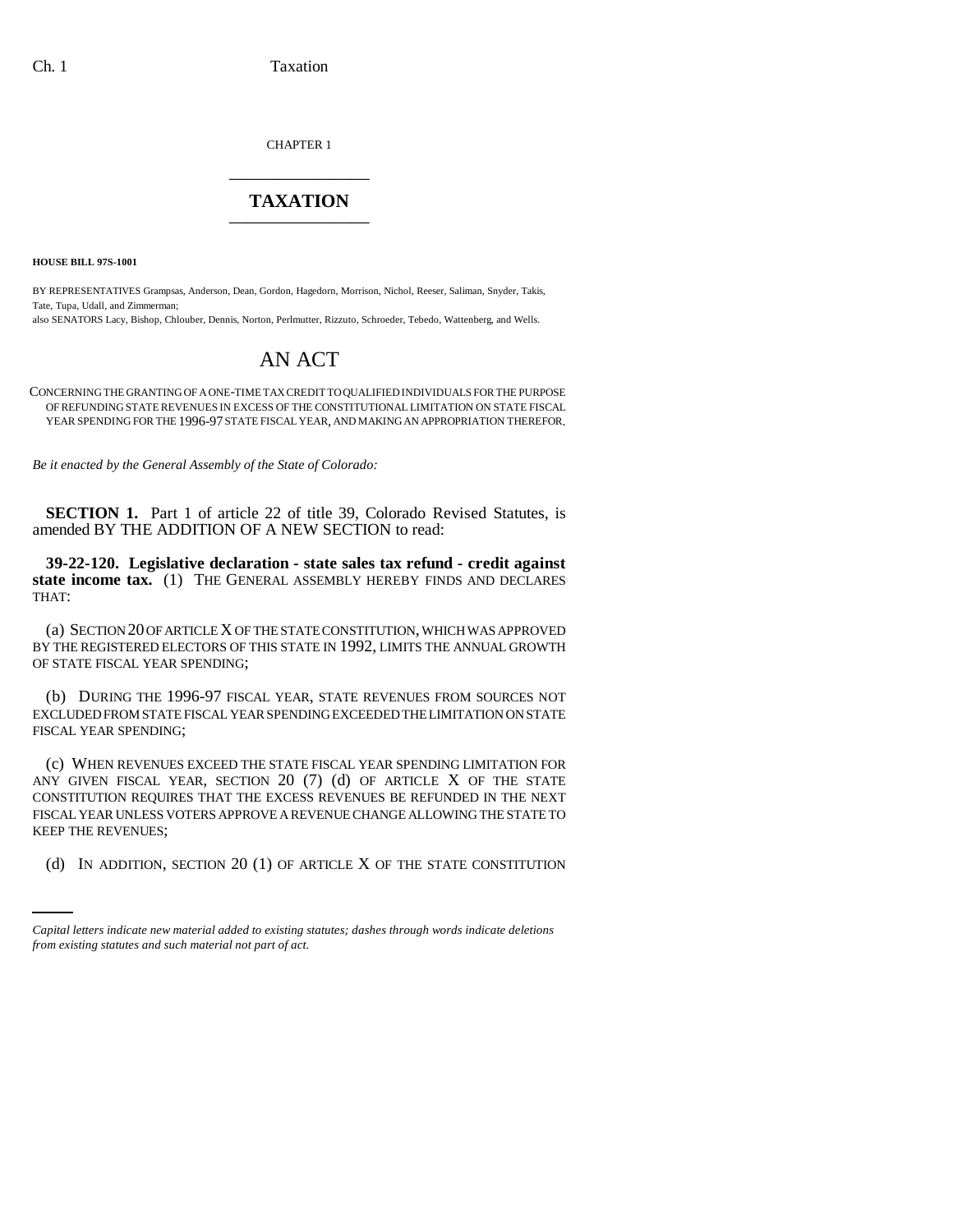CHAPTER 1

# TAXATION

**HOUSE BILL 97S-1001**

BY REPRESENTATIVES Grampsas, Anderson, Dean, Gordon, Hagedorn, Morrison, Nichol, Reeser, Saliman, Snyder, Takis, Tate, Tupa, Udall, and Zimmerman;
also SENATORS Lacy, Bishop, Chlouber, Dennis, Norton, Perlmutter, Rizzuto, Schroeder, Tebedo, Wattenberg, and Wells.

## AN ACT

CONCERNING THE GRANTING OF A ONE-TIME TAX CREDIT TO QUALIFIED INDIVIDUALS FOR THE PURPOSE OF REFUNDING STATE REVENUES IN EXCESS OF THE CONSTITUTIONAL LIMITATION ON STATE FISCAL YEAR SPENDING FOR THE 1996-97 STATE FISCAL YEAR, AND MAKING AN APPROPRIATION THEREFOR.

*Be it enacted by the General Assembly of the State of Colorado:*

**SECTION 1.** Part 1 of article 22 of title 39, Colorado Revised Statutes, is amended BY THE ADDITION OF A NEW SECTION to read:

**39-22-120. Legislative declaration - state sales tax refund - credit against state income tax.** (1) THE GENERAL ASSEMBLY HEREBY FINDS AND DECLARES THAT:

(a) SECTION 20 OF ARTICLE X OF THE STATE CONSTITUTION, WHICH WAS APPROVED BY THE REGISTERED ELECTORS OF THIS STATE IN 1992, LIMITS THE ANNUAL GROWTH OF STATE FISCAL YEAR SPENDING;

(b) DURING THE 1996-97 FISCAL YEAR, STATE REVENUES FROM SOURCES NOT EXCLUDED FROM STATE FISCAL YEAR SPENDING EXCEEDED THE LIMITATION ON STATE FISCAL YEAR SPENDING;

(c) WHEN REVENUES EXCEED THE STATE FISCAL YEAR SPENDING LIMITATION FOR ANY GIVEN FISCAL YEAR, SECTION 20 (7) (d) OF ARTICLE X OF THE STATE CONSTITUTION REQUIRES THAT THE EXCESS REVENUES BE REFUNDED IN THE NEXT FISCAL YEAR UNLESS VOTERS APPROVE A REVENUE CHANGE ALLOWING THE STATE TO KEEP THE REVENUES;

(d) IN ADDITION, SECTION 20 (1) OF ARTICLE X OF THE STATE CONSTITUTION

*Capital letters indicate new material added to existing statutes; dashes through words indicate deletions from existing statutes and such material not part of act.*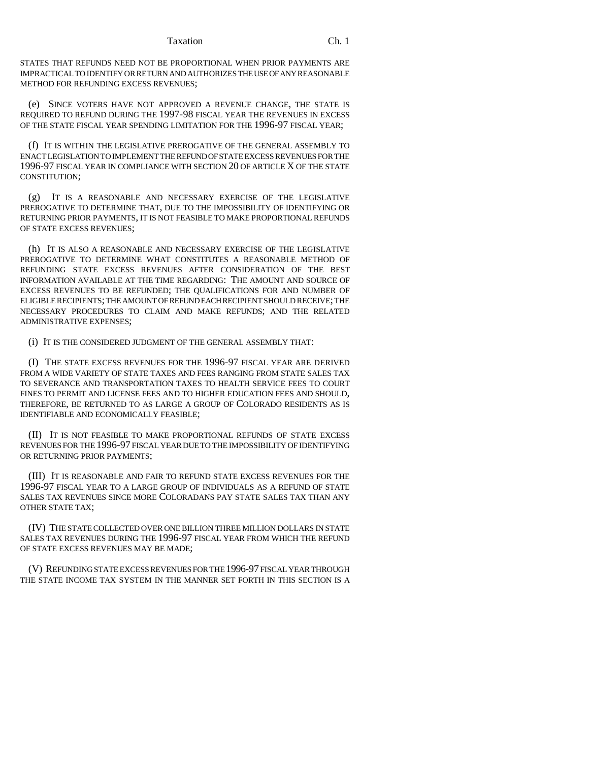STATES THAT REFUNDS NEED NOT BE PROPORTIONAL WHEN PRIOR PAYMENTS ARE IMPRACTICAL TO IDENTIFY OR RETURN AND AUTHORIZES THE USE OF ANY REASONABLE METHOD FOR REFUNDING EXCESS REVENUES;

(e) SINCE VOTERS HAVE NOT APPROVED A REVENUE CHANGE, THE STATE IS REQUIRED TO REFUND DURING THE 1997-98 FISCAL YEAR THE REVENUES IN EXCESS OF THE STATE FISCAL YEAR SPENDING LIMITATION FOR THE 1996-97 FISCAL YEAR;

(f) IT IS WITHIN THE LEGISLATIVE PREROGATIVE OF THE GENERAL ASSEMBLY TO ENACT LEGISLATION TO IMPLEMENT THE REFUND OF STATE EXCESS REVENUES FOR THE 1996-97 FISCAL YEAR IN COMPLIANCE WITH SECTION 20 OF ARTICLE X OF THE STATE CONSTITUTION;

(g) IT IS A REASONABLE AND NECESSARY EXERCISE OF THE LEGISLATIVE PREROGATIVE TO DETERMINE THAT, DUE TO THE IMPOSSIBILITY OF IDENTIFYING OR RETURNING PRIOR PAYMENTS, IT IS NOT FEASIBLE TO MAKE PROPORTIONAL REFUNDS OF STATE EXCESS REVENUES;

(h) IT IS ALSO A REASONABLE AND NECESSARY EXERCISE OF THE LEGISLATIVE PREROGATIVE TO DETERMINE WHAT CONSTITUTES A REASONABLE METHOD OF REFUNDING STATE EXCESS REVENUES AFTER CONSIDERATION OF THE BEST INFORMATION AVAILABLE AT THE TIME REGARDING: THE AMOUNT AND SOURCE OF EXCESS REVENUES TO BE REFUNDED; THE QUALIFICATIONS FOR AND NUMBER OF ELIGIBLE RECIPIENTS; THE AMOUNT OF REFUND EACH RECIPIENT SHOULD RECEIVE; THE NECESSARY PROCEDURES TO CLAIM AND MAKE REFUNDS; AND THE RELATED ADMINISTRATIVE EXPENSES;

(i) IT IS THE CONSIDERED JUDGMENT OF THE GENERAL ASSEMBLY THAT:

(I) THE STATE EXCESS REVENUES FOR THE 1996-97 FISCAL YEAR ARE DERIVED FROM A WIDE VARIETY OF STATE TAXES AND FEES RANGING FROM STATE SALES TAX TO SEVERANCE AND TRANSPORTATION TAXES TO HEALTH SERVICE FEES TO COURT FINES TO PERMIT AND LICENSE FEES AND TO HIGHER EDUCATION FEES AND SHOULD, THEREFORE, BE RETURNED TO AS LARGE A GROUP OF COLORADO RESIDENTS AS IS IDENTIFIABLE AND ECONOMICALLY FEASIBLE;

(II) IT IS NOT FEASIBLE TO MAKE PROPORTIONAL REFUNDS OF STATE EXCESS REVENUES FOR THE 1996-97 FISCAL YEAR DUE TO THE IMPOSSIBILITY OF IDENTIFYING OR RETURNING PRIOR PAYMENTS;

(III) IT IS REASONABLE AND FAIR TO REFUND STATE EXCESS REVENUES FOR THE 1996-97 FISCAL YEAR TO A LARGE GROUP OF INDIVIDUALS AS A REFUND OF STATE SALES TAX REVENUES SINCE MORE COLORADANS PAY STATE SALES TAX THAN ANY OTHER STATE TAX;

(IV) THE STATE COLLECTED OVER ONE BILLION THREE MILLION DOLLARS IN STATE SALES TAX REVENUES DURING THE 1996-97 FISCAL YEAR FROM WHICH THE REFUND OF STATE EXCESS REVENUES MAY BE MADE;

(V) REFUNDING STATE EXCESS REVENUES FOR THE 1996-97 FISCAL YEAR THROUGH THE STATE INCOME TAX SYSTEM IN THE MANNER SET FORTH IN THIS SECTION IS A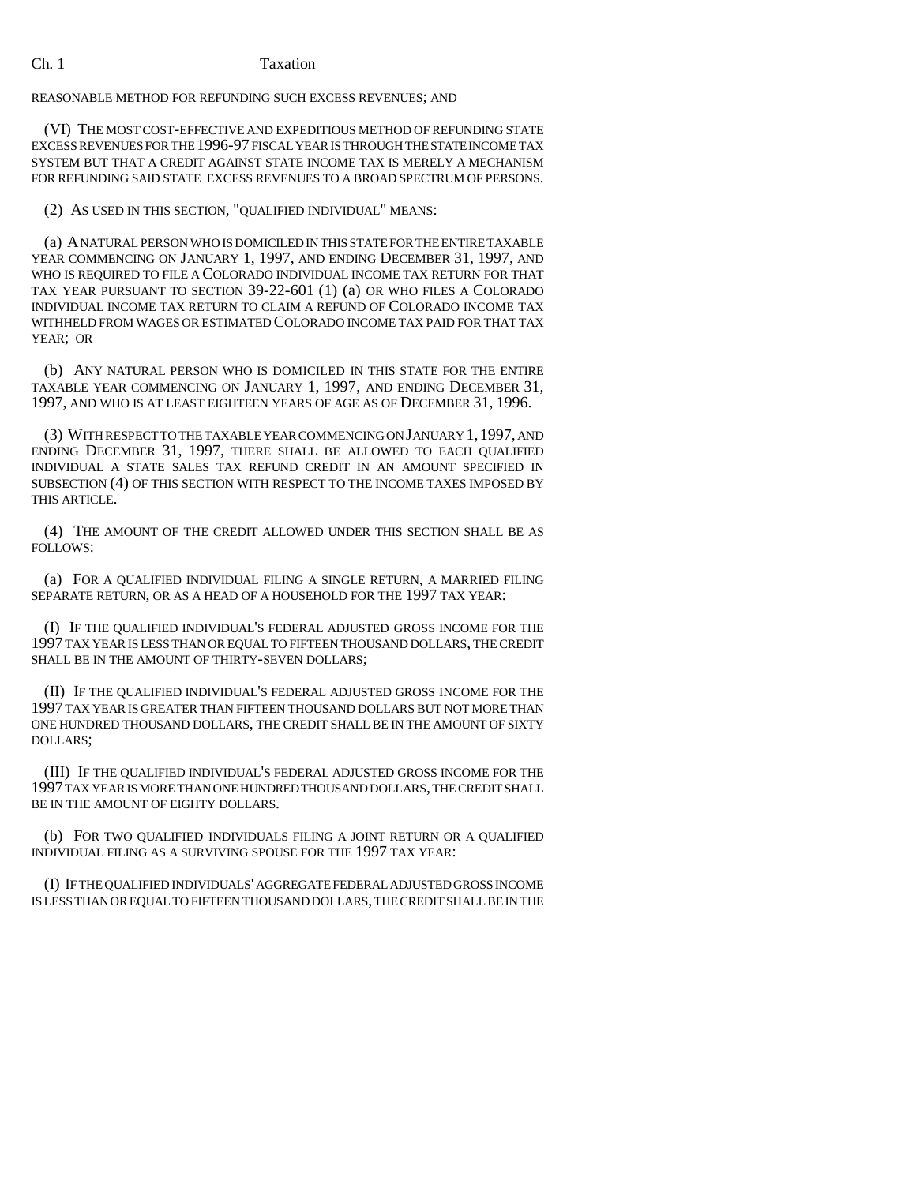REASONABLE METHOD FOR REFUNDING SUCH EXCESS REVENUES; AND

(VI) THE MOST COST-EFFECTIVE AND EXPEDITIOUS METHOD OF REFUNDING STATE EXCESS REVENUES FOR THE 1996-97 FISCAL YEAR IS THROUGH THE STATE INCOME TAX SYSTEM BUT THAT A CREDIT AGAINST STATE INCOME TAX IS MERELY A MECHANISM FOR REFUNDING SAID STATE EXCESS REVENUES TO A BROAD SPECTRUM OF PERSONS.

(2) AS USED IN THIS SECTION, "QUALIFIED INDIVIDUAL" MEANS:

(a) A NATURAL PERSON WHO IS DOMICILED IN THIS STATE FOR THE ENTIRE TAXABLE YEAR COMMENCING ON JANUARY 1, 1997, AND ENDING DECEMBER 31, 1997, AND WHO IS REQUIRED TO FILE A COLORADO INDIVIDUAL INCOME TAX RETURN FOR THAT TAX YEAR PURSUANT TO SECTION 39-22-601 (1) (a) OR WHO FILES A COLORADO INDIVIDUAL INCOME TAX RETURN TO CLAIM A REFUND OF COLORADO INCOME TAX WITHHELD FROM WAGES OR ESTIMATED COLORADO INCOME TAX PAID FOR THAT TAX YEAR; OR

(b) ANY NATURAL PERSON WHO IS DOMICILED IN THIS STATE FOR THE ENTIRE TAXABLE YEAR COMMENCING ON JANUARY 1, 1997, AND ENDING DECEMBER 31, 1997, AND WHO IS AT LEAST EIGHTEEN YEARS OF AGE AS OF DECEMBER 31, 1996.

(3) WITH RESPECT TO THE TAXABLE YEAR COMMENCING ON JANUARY 1, 1997, AND ENDING DECEMBER 31, 1997, THERE SHALL BE ALLOWED TO EACH QUALIFIED INDIVIDUAL A STATE SALES TAX REFUND CREDIT IN AN AMOUNT SPECIFIED IN SUBSECTION (4) OF THIS SECTION WITH RESPECT TO THE INCOME TAXES IMPOSED BY THIS ARTICLE.

(4) THE AMOUNT OF THE CREDIT ALLOWED UNDER THIS SECTION SHALL BE AS FOLLOWS:

(a) FOR A QUALIFIED INDIVIDUAL FILING A SINGLE RETURN, A MARRIED FILING SEPARATE RETURN, OR AS A HEAD OF A HOUSEHOLD FOR THE 1997 TAX YEAR:

(I) IF THE QUALIFIED INDIVIDUAL'S FEDERAL ADJUSTED GROSS INCOME FOR THE 1997 TAX YEAR IS LESS THAN OR EQUAL TO FIFTEEN THOUSAND DOLLARS, THE CREDIT SHALL BE IN THE AMOUNT OF THIRTY-SEVEN DOLLARS;

(II) IF THE QUALIFIED INDIVIDUAL'S FEDERAL ADJUSTED GROSS INCOME FOR THE 1997 TAX YEAR IS GREATER THAN FIFTEEN THOUSAND DOLLARS BUT NOT MORE THAN ONE HUNDRED THOUSAND DOLLARS, THE CREDIT SHALL BE IN THE AMOUNT OF SIXTY DOLLARS;

(III) IF THE QUALIFIED INDIVIDUAL'S FEDERAL ADJUSTED GROSS INCOME FOR THE 1997 TAX YEAR IS MORE THAN ONE HUNDRED THOUSAND DOLLARS, THE CREDIT SHALL BE IN THE AMOUNT OF EIGHTY DOLLARS.

(b) FOR TWO QUALIFIED INDIVIDUALS FILING A JOINT RETURN OR A QUALIFIED INDIVIDUAL FILING AS A SURVIVING SPOUSE FOR THE 1997 TAX YEAR:

(I) IF THE QUALIFIED INDIVIDUALS' AGGREGATE FEDERAL ADJUSTED GROSS INCOME IS LESS THAN OR EQUAL TO FIFTEEN THOUSAND DOLLARS, THE CREDIT SHALL BE IN THE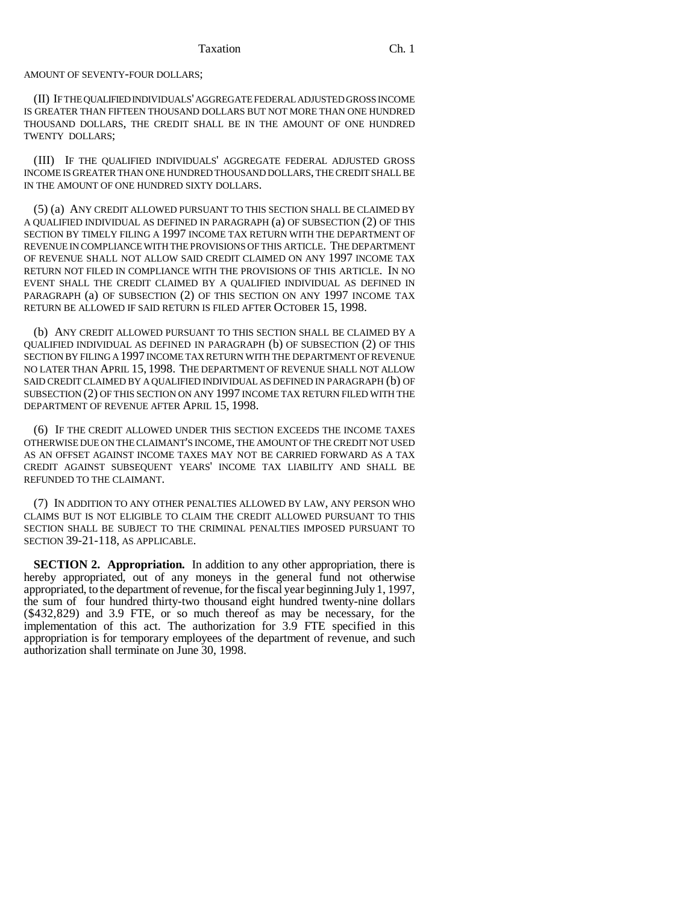AMOUNT OF SEVENTY-FOUR DOLLARS;

(II) IF THE QUALIFIED INDIVIDUALS' AGGREGATE FEDERAL ADJUSTED GROSS INCOME IS GREATER THAN FIFTEEN THOUSAND DOLLARS BUT NOT MORE THAN ONE HUNDRED THOUSAND DOLLARS, THE CREDIT SHALL BE IN THE AMOUNT OF ONE HUNDRED TWENTY DOLLARS;

(III) IF THE QUALIFIED INDIVIDUALS' AGGREGATE FEDERAL ADJUSTED GROSS INCOME IS GREATER THAN ONE HUNDRED THOUSAND DOLLARS, THE CREDIT SHALL BE IN THE AMOUNT OF ONE HUNDRED SIXTY DOLLARS.

(5) (a) ANY CREDIT ALLOWED PURSUANT TO THIS SECTION SHALL BE CLAIMED BY A QUALIFIED INDIVIDUAL AS DEFINED IN PARAGRAPH (a) OF SUBSECTION (2) OF THIS SECTION BY TIMELY FILING A 1997 INCOME TAX RETURN WITH THE DEPARTMENT OF REVENUE IN COMPLIANCE WITH THE PROVISIONS OF THIS ARTICLE. THE DEPARTMENT OF REVENUE SHALL NOT ALLOW SAID CREDIT CLAIMED ON ANY 1997 INCOME TAX RETURN NOT FILED IN COMPLIANCE WITH THE PROVISIONS OF THIS ARTICLE. IN NO EVENT SHALL THE CREDIT CLAIMED BY A QUALIFIED INDIVIDUAL AS DEFINED IN PARAGRAPH (a) OF SUBSECTION (2) OF THIS SECTION ON ANY 1997 INCOME TAX RETURN BE ALLOWED IF SAID RETURN IS FILED AFTER OCTOBER 15, 1998.

(b) ANY CREDIT ALLOWED PURSUANT TO THIS SECTION SHALL BE CLAIMED BY A QUALIFIED INDIVIDUAL AS DEFINED IN PARAGRAPH (b) OF SUBSECTION (2) OF THIS SECTION BY FILING A 1997 INCOME TAX RETURN WITH THE DEPARTMENT OF REVENUE NO LATER THAN APRIL 15, 1998. THE DEPARTMENT OF REVENUE SHALL NOT ALLOW SAID CREDIT CLAIMED BY A QUALIFIED INDIVIDUAL AS DEFINED IN PARAGRAPH (b) OF SUBSECTION (2) OF THIS SECTION ON ANY 1997 INCOME TAX RETURN FILED WITH THE DEPARTMENT OF REVENUE AFTER APRIL 15, 1998.

(6) IF THE CREDIT ALLOWED UNDER THIS SECTION EXCEEDS THE INCOME TAXES OTHERWISE DUE ON THE CLAIMANT'S INCOME, THE AMOUNT OF THE CREDIT NOT USED AS AN OFFSET AGAINST INCOME TAXES MAY NOT BE CARRIED FORWARD AS A TAX CREDIT AGAINST SUBSEQUENT YEARS' INCOME TAX LIABILITY AND SHALL BE REFUNDED TO THE CLAIMANT.

(7) IN ADDITION TO ANY OTHER PENALTIES ALLOWED BY LAW, ANY PERSON WHO CLAIMS BUT IS NOT ELIGIBLE TO CLAIM THE CREDIT ALLOWED PURSUANT TO THIS SECTION SHALL BE SUBJECT TO THE CRIMINAL PENALTIES IMPOSED PURSUANT TO SECTION 39-21-118, AS APPLICABLE.

**SECTION 2. Appropriation.** In addition to any other appropriation, there is hereby appropriated, out of any moneys in the general fund not otherwise appropriated, to the department of revenue, for the fiscal year beginning July 1, 1997, the sum of four hundred thirty-two thousand eight hundred twenty-nine dollars ($432,829) and 3.9 FTE, or so much thereof as may be necessary, for the implementation of this act. The authorization for 3.9 FTE specified in this appropriation is for temporary employees of the department of revenue, and such authorization shall terminate on June 30, 1998.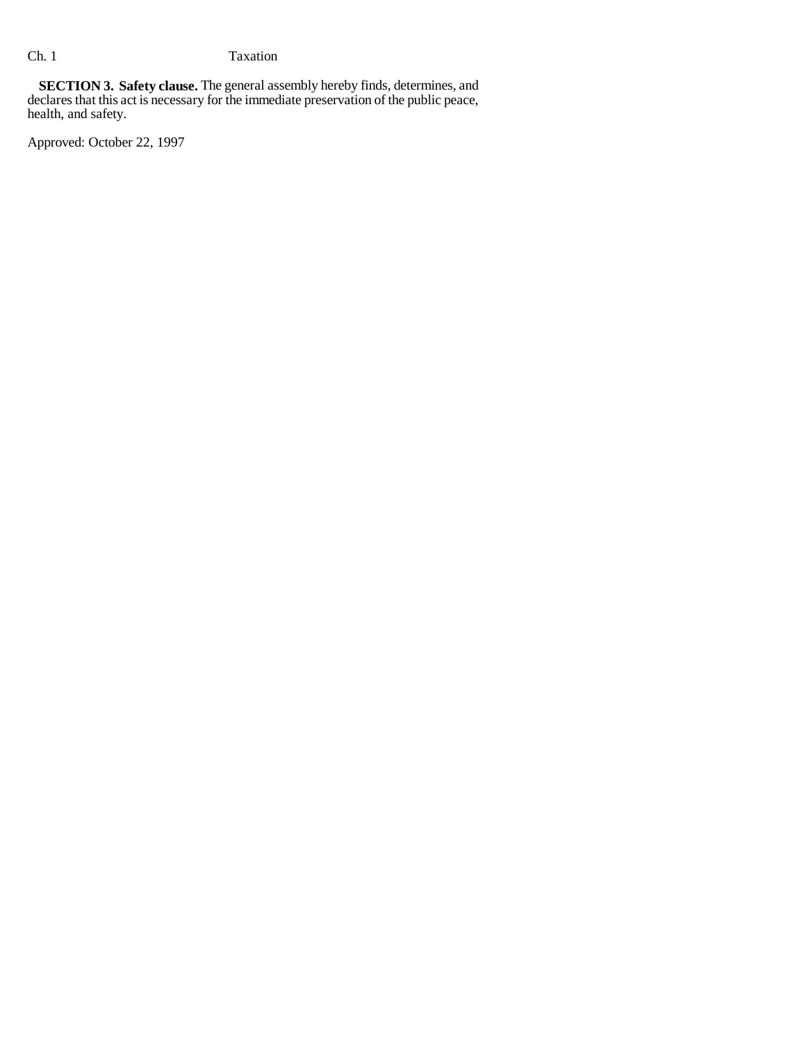**SECTION 3. Safety clause.** The general assembly hereby finds, determines, and declares that this act is necessary for the immediate preservation of the public peace, health, and safety.

Approved: October 22, 1997